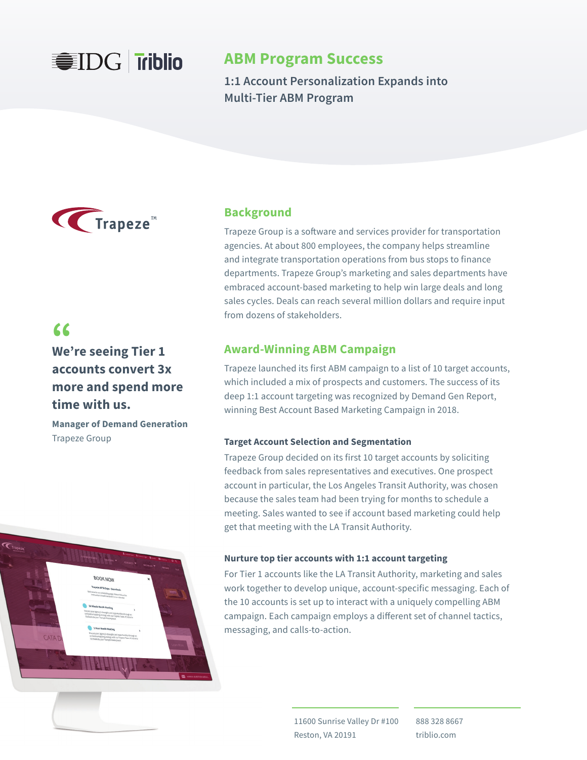# ABM Program Success

## 1:1 Account Personalization Expands into Multi-Tier ABM Program

> **We're seeing Tier 1 accounts convert 3x more and spend more time with us.**
>
> **Manager of Demand Generation**
> Trapeze Group

## Background

Trapeze Group is a software and services provider for transportation agencies. At about 800 employees, the company helps streamline and integrate transportation operations from bus stops to finance departments. Trapeze Group's marketing and sales departments have embraced account-based marketing to help win large deals and long sales cycles. Deals can reach several million dollars and require input from dozens of stakeholders.

## Award-Winning ABM Campaign

Trapeze launched its first ABM campaign to a list of 10 target accounts, which included a mix of prospects and customers. The success of its deep 1:1 account targeting was recognized by Demand Gen Report, winning Best Account Based Marketing Campaign in 2018.

### Target Account Selection and Segmentation

Trapeze Group decided on its first 10 target accounts by soliciting feedback from sales representatives and executives. One prospect account in particular, the Los Angeles Transit Authority, was chosen because the sales team had been trying for months to schedule a meeting. Sales wanted to see if account based marketing could help get that meeting with the LA Transit Authority.

### Nurture top tier accounts with 1:1 account targeting

For Tier 1 accounts like the LA Transit Authority, marketing and sales work together to develop unique, account-specific messaging. Each of the 10 accounts is set up to interact with a uniquely compelling ABM campaign. Each campaign employs a different set of channel tactics, messaging, and calls-to-action.

11600 Sunrise Valley Dr #100
Reston, VA 20191

888 328 8667
triblio.com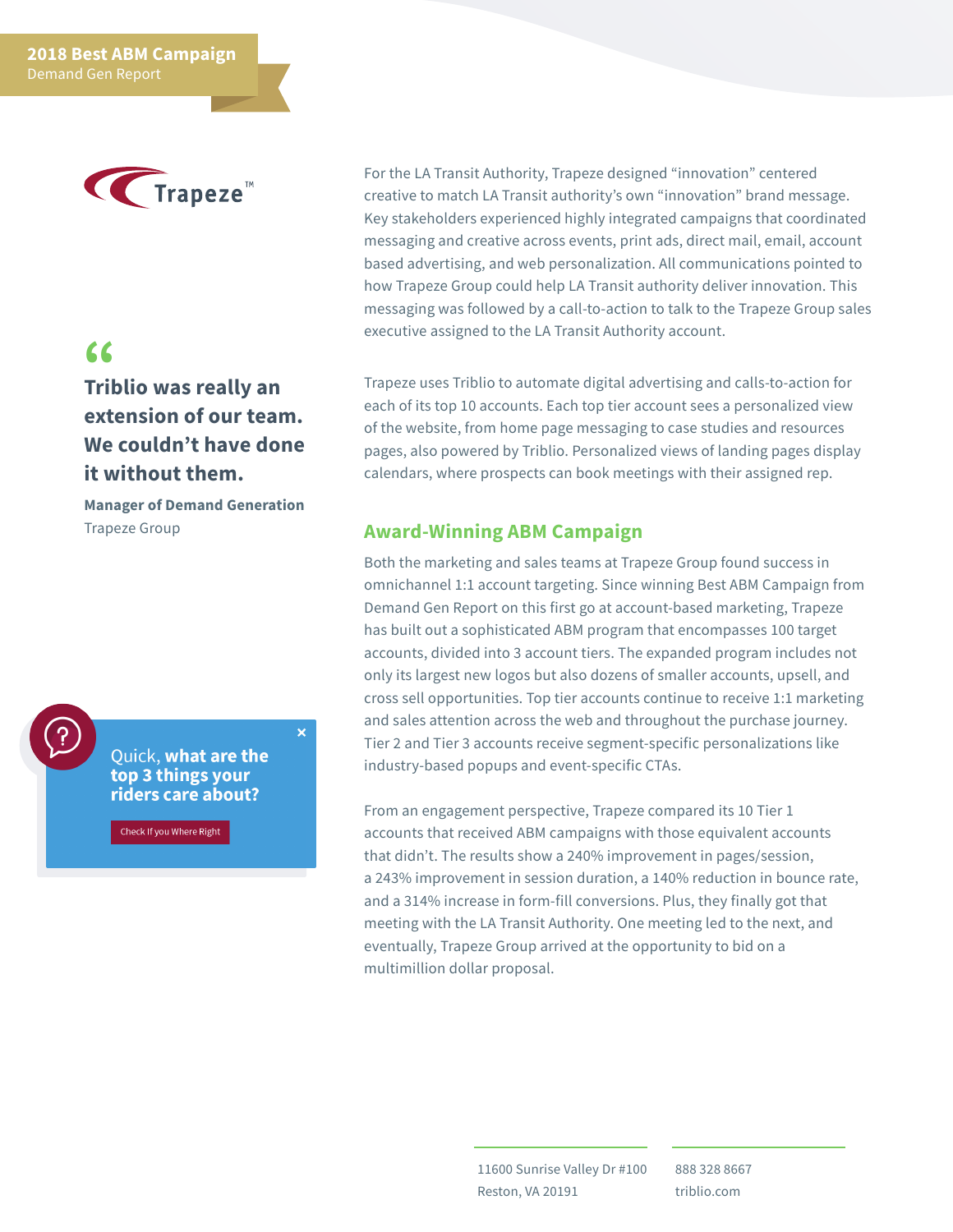**2018 Best ABM Campaign**
Demand Gen Report

Trapeze™

“

**Triblio was really an extension of our team. We couldn’t have done it without them.**

**Manager of Demand Generation**
Trapeze Group

Quick, **what are the top 3 things your riders care about?**

Check If you Where Right

For the LA Transit Authority, Trapeze designed “innovation” centered creative to match LA Transit authority’s own “innovation” brand message. Key stakeholders experienced highly integrated campaigns that coordinated messaging and creative across events, print ads, direct mail, email, account based advertising, and web personalization. All communications pointed to how Trapeze Group could help LA Transit authority deliver innovation. This messaging was followed by a call-to-action to talk to the Trapeze Group sales executive assigned to the LA Transit Authority account.

Trapeze uses Triblio to automate digital advertising and calls-to-action for each of its top 10 accounts. Each top tier account sees a personalized view of the website, from home page messaging to case studies and resources pages, also powered by Triblio. Personalized views of landing pages display calendars, where prospects can book meetings with their assigned rep.

## Award-Winning ABM Campaign

Both the marketing and sales teams at Trapeze Group found success in omnichannel 1:1 account targeting. Since winning Best ABM Campaign from Demand Gen Report on this first go at account-based marketing, Trapeze has built out a sophisticated ABM program that encompasses 100 target accounts, divided into 3 account tiers. The expanded program includes not only its largest new logos but also dozens of smaller accounts, upsell, and cross sell opportunities. Top tier accounts continue to receive 1:1 marketing and sales attention across the web and throughout the purchase journey. Tier 2 and Tier 3 accounts receive segment-specific personalizations like industry-based popups and event-specific CTAs.

From an engagement perspective, Trapeze compared its 10 Tier 1 accounts that received ABM campaigns with those equivalent accounts that didn’t. The results show a 240% improvement in pages/session, a 243% improvement in session duration, a 140% reduction in bounce rate, and a 314% increase in form-fill conversions. Plus, they finally got that meeting with the LA Transit Authority. One meeting led to the next, and eventually, Trapeze Group arrived at the opportunity to bid on a multimillion dollar proposal.

11600 Sunrise Valley Dr #100
Reston, VA 20191

888 328 8667
triblio.com